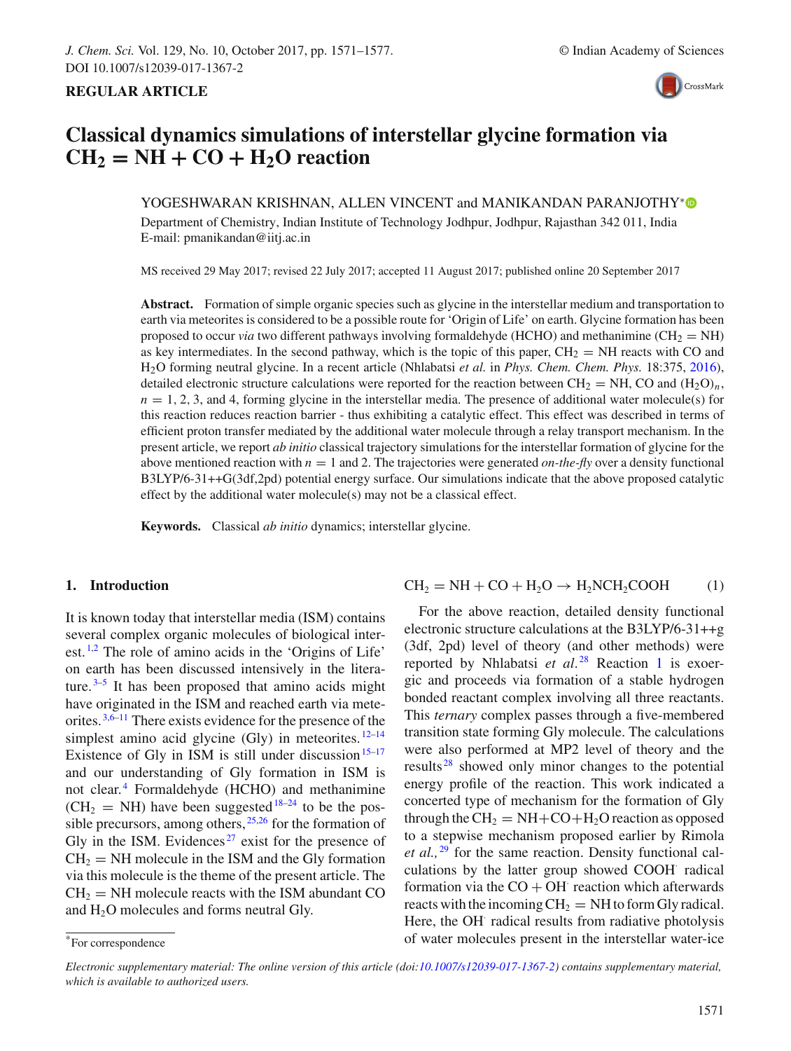REGULAR ARTICLE

# Classical dynamics simulations of interstellar glycine formation via $CH_2 = NH + CO + H_2O$ reaction

YOGESHWARAN KRISHNAN, ALLEN VINCENT and MANIKANDAN PARANJOTHY*

Department of Chemistry, Indian Institute of Technology Jodhpur, Jodhpur, Rajasthan 342 011, India
E-mail: pmanikandan@iitj.ac.in

MS received 29 May 2017; revised 22 July 2017; accepted 11 August 2017; published online 20 September 2017

**Abstract.** Formation of simple organic species such as glycine in the interstellar medium and transportation to earth via meteorites is considered to be a possible route for 'Origin of Life' on earth. Glycine formation has been proposed to occur *via* two different pathways involving formaldehyde (HCHO) and methanimine ($CH_2 = NH$) as key intermediates. In the second pathway, which is the topic of this paper, $CH_2 = NH$ reacts with CO and $H_2O$ forming neutral glycine. In a recent article (Nhlabatsi *et al.* in *Phys. Chem. Chem. Phys.* 18:375, 2016), detailed electronic structure calculations were reported for the reaction between $CH_2 = NH$, CO and $(H_2O)_n$, $n = 1, 2, 3$, and 4, forming glycine in the interstellar media. The presence of additional water molecule(s) for this reaction reduces reaction barrier - thus exhibiting a catalytic effect. This effect was described in terms of efficient proton transfer mediated by the additional water molecule through a relay transport mechanism. In the present article, we report *ab initio* classical trajectory simulations for the interstellar formation of glycine for the above mentioned reaction with $n = 1$ and 2. The trajectories were generated *on-the-fly* over a density functional B3LYP/6-31++G(3df,2pd) potential energy surface. Our simulations indicate that the above proposed catalytic effect by the additional water molecule(s) may not be a classical effect.

**Keywords.** Classical *ab initio* dynamics; interstellar glycine.

## 1. Introduction

It is known today that interstellar media (ISM) contains several complex organic molecules of biological interest.[1,2] The role of amino acids in the 'Origins of Life' on earth has been discussed intensively in the literature.[3–5] It has been proposed that amino acids might have originated in the ISM and reached earth via meteorites.[3,6–11] There exists evidence for the presence of the simplest amino acid glycine (Gly) in meteorites.[12–14] Existence of Gly in ISM is still under discussion[15–17] and our understanding of Gly formation in ISM is not clear.[4] Formaldehyde (HCHO) and methanimine ($CH_2 = NH$) have been suggested[18–24] to be the possible precursors, among others,[25,26] for the formation of Gly in the ISM. Evidences[27] exist for the presence of $CH_2 = NH$ molecule in the ISM and the Gly formation via this molecule is the theme of the present article. The $CH_2 = NH$ molecule reacts with the ISM abundant CO and $H_2O$ molecules and forms neutral Gly.

$$CH_2 = NH + CO + H_2O \rightarrow H_2NCH_2COOH \qquad (1)$$

For the above reaction, detailed density functional electronic structure calculations at the B3LYP/6-31++g (3df, 2pd) level of theory (and other methods) were reported by Nhlabatsi *et al.*[28] Reaction 1 is exoergic and proceeds via formation of a stable hydrogen bonded reactant complex involving all three reactants. This *ternary* complex passes through a five-membered transition state forming Gly molecule. The calculations were also performed at MP2 level of theory and the results[28] showed only minor changes to the potential energy profile of the reaction. This work indicated a concerted type of mechanism for the formation of Gly through the $CH_2 = NH + CO + H_2O$ reaction as opposed to a stepwise mechanism proposed earlier by Rimola *et al.*,[29] for the same reaction. Density functional calculations by the latter group showed $COOH^{\cdot}$ radical formation via the $CO + OH^{\cdot}$ reaction which afterwards reacts with the incoming $CH_2 = NH$ to form Gly radical. Here, the $OH^{\cdot}$ radical results from radiative photolysis of water molecules present in the interstellar water-ice

*For correspondence

*Electronic supplementary material: The online version of this article (doi:10.1007/s12039-017-1367-2) contains supplementary material, which is available to authorized users.*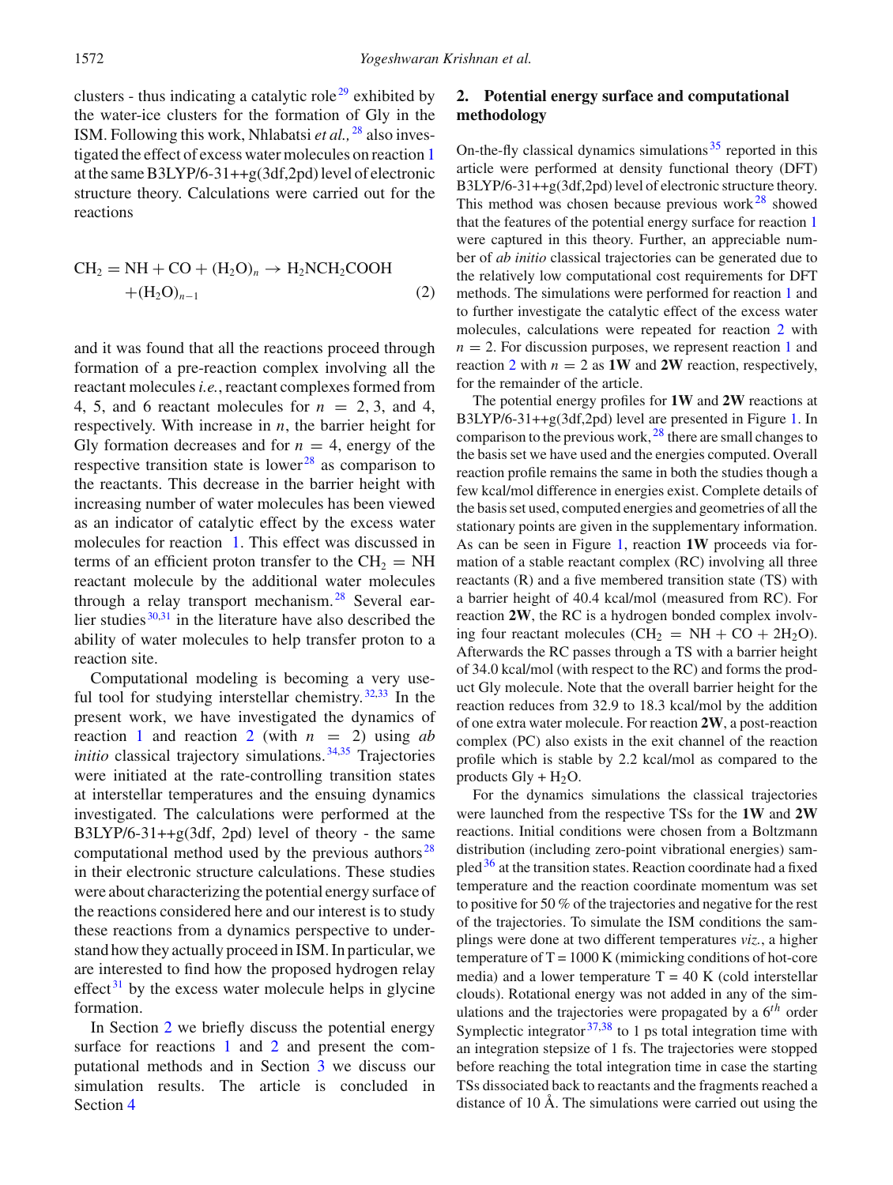clusters - thus indicating a catalytic role[29] exhibited by the water-ice clusters for the formation of Gly in the ISM. Following this work, Nhlabatsi *et al.,*[28] also investigated the effect of excess water molecules on reaction 1 at the same B3LYP/6-31++g(3df,2pd) level of electronic structure theory. Calculations were carried out for the reactions

$$CH_2 = NH + CO + (H_2O)_n \rightarrow H_2NCH_2COOH + (H_2O)_{n-1} \quad (2)$$

and it was found that all the reactions proceed through formation of a pre-reaction complex involving all the reactant molecules *i.e.*, reactant complexes formed from 4, 5, and 6 reactant molecules for $n = 2, 3$, and 4, respectively. With increase in $n$, the barrier height for Gly formation decreases and for $n = 4$, energy of the respective transition state is lower[28] as comparison to the reactants. This decrease in the barrier height with increasing number of water molecules has been viewed as an indicator of catalytic effect by the excess water molecules for reaction 1. This effect was discussed in terms of an efficient proton transfer to the $CH_2 = NH$ reactant molecule by the additional water molecules through a relay transport mechanism.[28] Several earlier studies[30,31] in the literature have also described the ability of water molecules to help transfer proton to a reaction site.

Computational modeling is becoming a very useful tool for studying interstellar chemistry.[32,33] In the present work, we have investigated the dynamics of reaction 1 and reaction 2 (with $n = 2$) using *ab initio* classical trajectory simulations.[34,35] Trajectories were initiated at the rate-controlling transition states at interstellar temperatures and the ensuing dynamics investigated. The calculations were performed at the B3LYP/6-31++g(3df, 2pd) level of theory - the same computational method used by the previous authors[28] in their electronic structure calculations. These studies were about characterizing the potential energy surface of the reactions considered here and our interest is to study these reactions from a dynamics perspective to understand how they actually proceed in ISM. In particular, we are interested to find how the proposed hydrogen relay effect[31] by the excess water molecule helps in glycine formation.

In Section 2 we briefly discuss the potential energy surface for reactions 1 and 2 and present the computational methods and in Section 3 we discuss our simulation results. The article is concluded in Section 4

## 2. Potential energy surface and computational methodology

On-the-fly classical dynamics simulations[35] reported in this article were performed at density functional theory (DFT) B3LYP/6-31++g(3df,2pd) level of electronic structure theory. This method was chosen because previous work[28] showed that the features of the potential energy surface for reaction 1 were captured in this theory. Further, an appreciable number of *ab initio* classical trajectories can be generated due to the relatively low computational cost requirements for DFT methods. The simulations were performed for reaction 1 and to further investigate the catalytic effect of the excess water molecules, calculations were repeated for reaction 2 with $n = 2$. For discussion purposes, we represent reaction 1 and reaction 2 with $n = 2$ as **1W** and **2W** reaction, respectively, for the remainder of the article.

The potential energy profiles for **1W** and **2W** reactions at B3LYP/6-31++g(3df,2pd) level are presented in Figure 1. In comparison to the previous work,[28] there are small changes to the basis set we have used and the energies computed. Overall reaction profile remains the same in both the studies though a few kcal/mol difference in energies exist. Complete details of the basis set used, computed energies and geometries of all the stationary points are given in the supplementary information. As can be seen in Figure 1, reaction **1W** proceeds via formation of a stable reactant complex (RC) involving all three reactants (R) and a five membered transition state (TS) with a barrier height of 40.4 kcal/mol (measured from RC). For reaction **2W**, the RC is a hydrogen bonded complex involving four reactant molecules ($CH_2 = NH + CO + 2H_2O$). Afterwards the RC passes through a TS with a barrier height of 34.0 kcal/mol (with respect to the RC) and forms the product Gly molecule. Note that the overall barrier height for the reaction reduces from 32.9 to 18.3 kcal/mol by the addition of one extra water molecule. For reaction **2W**, a post-reaction complex (PC) also exists in the exit channel of the reaction profile which is stable by 2.2 kcal/mol as compared to the products Gly + $H_2O$.

For the dynamics simulations the classical trajectories were launched from the respective TSs for the **1W** and **2W** reactions. Initial conditions were chosen from a Boltzmann distribution (including zero-point vibrational energies) sampled[36] at the transition states. Reaction coordinate had a fixed temperature and the reaction coordinate momentum was set to positive for 50 % of the trajectories and negative for the rest of the trajectories. To simulate the ISM conditions the samplings were done at two different temperatures *viz.*, a higher temperature of T = 1000 K (mimicking conditions of hot-core media) and a lower temperature T = 40 K (cold interstellar clouds). Rotational energy was not added in any of the simulations and the trajectories were propagated by a $6^{th}$ order Symplectic integrator[37,38] to 1 ps total integration time with an integration stepsize of 1 fs. The trajectories were stopped before reaching the total integration time in case the starting TSs dissociated back to reactants and the fragments reached a distance of 10 Å. The simulations were carried out using the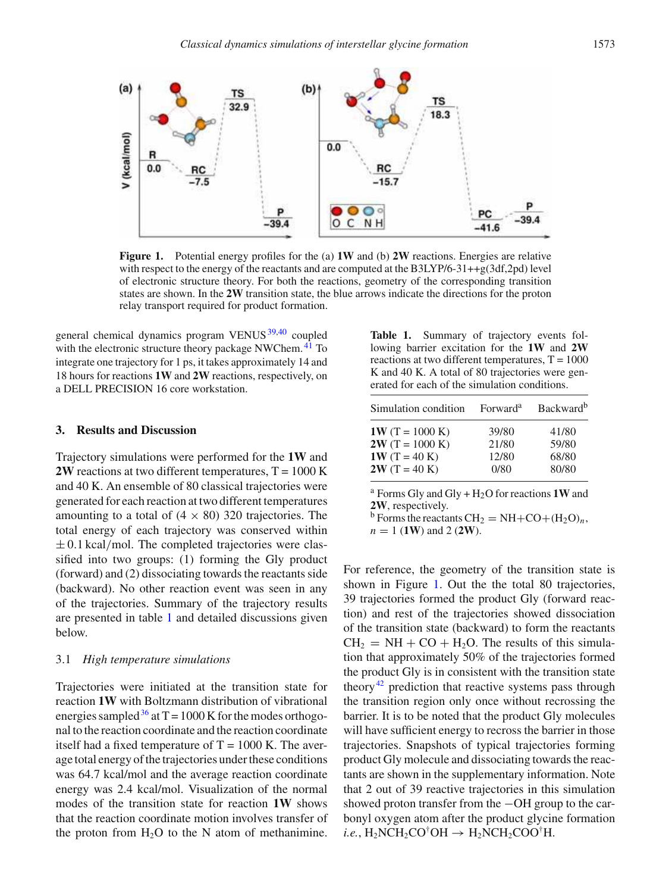Figure 1. Potential energy profiles for the (a) **1W** and (b) **2W** reactions. Energies are relative with respect to the energy of the reactants and are computed at the B3LYP/6-31++g(3df,2pd) level of electronic structure theory. For both the reactions, geometry of the corresponding transition states are shown. In the **2W** transition state, the blue arrows indicate the directions for the proton relay transport required for product formation.

general chemical dynamics program VENUS[39,40] coupled with the electronic structure theory package NWChem.[41] To integrate one trajectory for 1 ps, it takes approximately 14 and 18 hours for reactions **1W** and **2W** reactions, respectively, on a DELL PRECISION 16 core workstation.

## 3. Results and Discussion

Trajectory simulations were performed for the **1W** and **2W** reactions at two different temperatures, T = 1000 K and 40 K. An ensemble of 80 classical trajectories were generated for each reaction at two different temperatures amounting to a total of (4 × 80) 320 trajectories. The total energy of each trajectory was conserved within ±0.1 kcal/mol. The completed trajectories were classified into two groups: (1) forming the Gly product (forward) and (2) dissociating towards the reactants side (backward). No other reaction event was seen in any of the trajectories. Summary of the trajectory results are presented in table 1 and detailed discussions given below.

### 3.1 *High temperature simulations*

Trajectories were initiated at the transition state for reaction **1W** with Boltzmann distribution of vibrational energies sampled[36] at T = 1000 K for the modes orthogonal to the reaction coordinate and the reaction coordinate itself had a fixed temperature of T = 1000 K. The average total energy of the trajectories under these conditions was 64.7 kcal/mol and the average reaction coordinate energy was 2.4 kcal/mol. Visualization of the normal modes of the transition state for reaction **1W** shows that the reaction coordinate motion involves transfer of the proton from $H_2O$ to the N atom of methanimine. For reference, the geometry of the transition state is shown in Figure 1. Out the the total 80 trajectories, 39 trajectories formed the product Gly (forward reaction) and rest of the trajectories showed dissociation of the transition state (backward) to form the reactants $CH_2 = NH + CO + H_2O$. The results of this simulation that approximately 50% of the trajectories formed the product Gly is in consistent with the transition state theory[42] prediction that reactive systems pass through the transition region only once without recrossing the barrier. It is to be noted that the product Gly molecules will have sufficient energy to recross the barrier in those trajectories. Snapshots of typical trajectories forming product Gly molecule and dissociating towards the reactants are shown in the supplementary information. Note that 2 out of 39 reactive trajectories in this simulation showed proton transfer from the −OH group to the carbonyl oxygen atom after the product glycine formation *i.e.*, $H_2NCH_2CO^{\dagger}OH \rightarrow H_2NCH_2COO^{\dagger}H$.

**Table 1.** Summary of trajectory events following barrier excitation for the **1W** and **2W** reactions at two different temperatures, T = 1000 K and 40 K. A total of 80 trajectories were generated for each of the simulation conditions.

| Simulation condition | Forward[a] | Backward[b] |
|---|---|---|
| **1W** (T = 1000 K) | 39/80 | 41/80 |
| **2W** (T = 1000 K) | 21/80 | 59/80 |
| **1W** (T = 40 K) | 12/80 | 68/80 |
| **2W** (T = 40 K) | 0/80 | 80/80 |

[a] Forms Gly and Gly + $H_2O$ for reactions **1W** and **2W**, respectively.
[b] Forms the reactants $CH_2 = NH + CO + (H_2O)_n$, $n = 1$ (**1W**) and 2 (**2W**).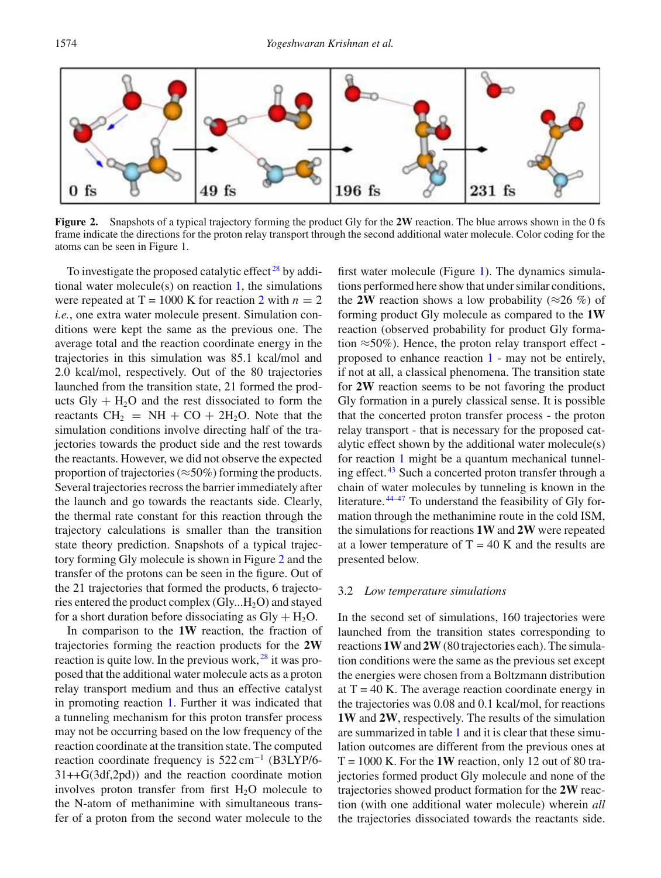**Figure 2.** Snapshots of a typical trajectory forming the product Gly for the **2W** reaction. The blue arrows shown in the 0 fs frame indicate the directions for the proton relay transport through the second additional water molecule. Color coding for the atoms can be seen in Figure 1.

To investigate the proposed catalytic effect[28] by additional water molecule(s) on reaction 1, the simulations were repeated at T = 1000 K for reaction 2 with $n = 2$ *i.e.*, one extra water molecule present. Simulation conditions were kept the same as the previous one. The average total and the reaction coordinate energy in the trajectories in this simulation was 85.1 kcal/mol and 2.0 kcal/mol, respectively. Out of the 80 trajectories launched from the transition state, 21 formed the products Gly + $H_2O$ and the rest dissociated to form the reactants $CH_2$ = NH + CO + $2H_2O$. Note that the simulation conditions involve directing half of the trajectories towards the product side and the rest towards the reactants. However, we did not observe the expected proportion of trajectories (≈50%) forming the products. Several trajectories recross the barrier immediately after the launch and go towards the reactants side. Clearly, the thermal rate constant for this reaction through the trajectory calculations is smaller than the transition state theory prediction. Snapshots of a typical trajectory forming Gly molecule is shown in Figure 2 and the transfer of the protons can be seen in the figure. Out of the 21 trajectories that formed the products, 6 trajectories entered the product complex (Gly...$H_2O$) and stayed for a short duration before dissociating as Gly + $H_2O$.

In comparison to the **1W** reaction, the fraction of trajectories forming the reaction products for the **2W** reaction is quite low. In the previous work,[28] it was proposed that the additional water molecule acts as a proton relay transport medium and thus an effective catalyst in promoting reaction 1. Further it was indicated that a tunneling mechanism for this proton transfer process may not be occurring based on the low frequency of the reaction coordinate at the transition state. The computed reaction coordinate frequency is 522 $cm^{-1}$ (B3LYP/6-31++G(3df,2pd)) and the reaction coordinate motion involves proton transfer from first $H_2O$ molecule to the N-atom of methanimine with simultaneous transfer of a proton from the second water molecule to the first water molecule (Figure 1). The dynamics simulations performed here show that under similar conditions, the **2W** reaction shows a low probability (≈26 %) of forming product Gly molecule as compared to the **1W** reaction (observed probability for product Gly formation ≈50%). Hence, the proton relay transport effect - proposed to enhance reaction 1 - may not be entirely, if not at all, a classical phenomena. The transition state for **2W** reaction seems to be not favoring the product Gly formation in a purely classical sense. It is possible that the concerted proton transfer process - the proton relay transport - that is necessary for the proposed catalytic effect shown by the additional water molecule(s) for reaction 1 might be a quantum mechanical tunneling effect.[43] Such a concerted proton transfer through a chain of water molecules by tunneling is known in the literature.[44–47] To understand the feasibility of Gly formation through the methanimine route in the cold ISM, the simulations for reactions **1W** and **2W** were repeated at a lower temperature of T = 40 K and the results are presented below.

### 3.2 *Low temperature simulations*

In the second set of simulations, 160 trajectories were launched from the transition states corresponding to reactions **1W** and **2W** (80 trajectories each). The simulation conditions were the same as the previous set except the energies were chosen from a Boltzmann distribution at T = 40 K. The average reaction coordinate energy in the trajectories was 0.08 and 0.1 kcal/mol, for reactions **1W** and **2W**, respectively. The results of the simulation are summarized in table 1 and it is clear that these simulation outcomes are different from the previous ones at T = 1000 K. For the **1W** reaction, only 12 out of 80 trajectories formed product Gly molecule and none of the trajectories showed product formation for the **2W** reaction (with one additional water molecule) wherein *all* the trajectories dissociated towards the reactants side.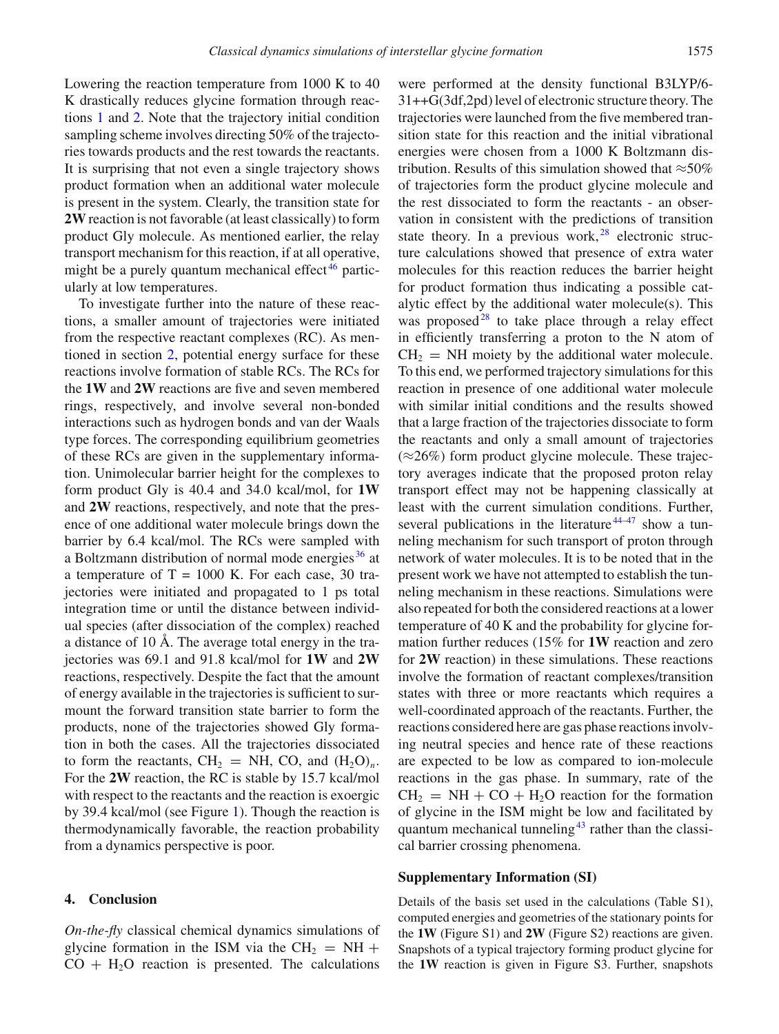Lowering the reaction temperature from 1000 K to 40 K drastically reduces glycine formation through reactions 1 and 2. Note that the trajectory initial condition sampling scheme involves directing 50% of the trajectories towards products and the rest towards the reactants. It is surprising that not even a single trajectory shows product formation when an additional water molecule is present in the system. Clearly, the transition state for **2W** reaction is not favorable (at least classically) to form product Gly molecule. As mentioned earlier, the relay transport mechanism for this reaction, if at all operative, might be a purely quantum mechanical effect[46] particularly at low temperatures.

To investigate further into the nature of these reactions, a smaller amount of trajectories were initiated from the respective reactant complexes (RC). As mentioned in section 2, potential energy surface for these reactions involve formation of stable RCs. The RCs for the **1W** and **2W** reactions are five and seven membered rings, respectively, and involve several non-bonded interactions such as hydrogen bonds and van der Waals type forces. The corresponding equilibrium geometries of these RCs are given in the supplementary information. Unimolecular barrier height for the complexes to form product Gly is 40.4 and 34.0 kcal/mol, for **1W** and **2W** reactions, respectively, and note that the presence of one additional water molecule brings down the barrier by 6.4 kcal/mol. The RCs were sampled with a Boltzmann distribution of normal mode energies[36] at a temperature of T = 1000 K. For each case, 30 trajectories were initiated and propagated to 1 ps total integration time or until the distance between individual species (after dissociation of the complex) reached a distance of 10 Å. The average total energy in the trajectories was 69.1 and 91.8 kcal/mol for **1W** and **2W** reactions, respectively. Despite the fact that the amount of energy available in the trajectories is sufficient to surmount the forward transition state barrier to form the products, none of the trajectories showed Gly formation in both the cases. All the trajectories dissociated to form the reactants, $CH_2 = NH$, CO, and $(H_2O)_n$. For the **2W** reaction, the RC is stable by 15.7 kcal/mol with respect to the reactants and the reaction is exoergic by 39.4 kcal/mol (see Figure 1). Though the reaction is thermodynamically favorable, the reaction probability from a dynamics perspective is poor.

## 4. Conclusion

*On-the-fly* classical chemical dynamics simulations of glycine formation in the ISM via the $CH_2 = NH + CO + H_2O$ reaction is presented. The calculations were performed at the density functional B3LYP/6-31++G(3df,2pd) level of electronic structure theory. The trajectories were launched from the five membered transition state for this reaction and the initial vibrational energies were chosen from a 1000 K Boltzmann distribution. Results of this simulation showed that ≈50% of trajectories form the product glycine molecule and the rest dissociated to form the reactants - an observation in consistent with the predictions of transition state theory. In a previous work,[28] electronic structure calculations showed that presence of extra water molecules for this reaction reduces the barrier height for product formation thus indicating a possible catalytic effect by the additional water molecule(s). This was proposed[28] to take place through a relay effect in efficiently transferring a proton to the N atom of $CH_2 = NH$ moiety by the additional water molecule. To this end, we performed trajectory simulations for this reaction in presence of one additional water molecule with similar initial conditions and the results showed that a large fraction of the trajectories dissociate to form the reactants and only a small amount of trajectories (≈26%) form product glycine molecule. These trajectory averages indicate that the proposed proton relay transport effect may not be happening classically at least with the current simulation conditions. Further, several publications in the literature[44–47] show a tunneling mechanism for such transport of proton through network of water molecules. It is to be noted that in the present work we have not attempted to establish the tunneling mechanism in these reactions. Simulations were also repeated for both the considered reactions at a lower temperature of 40 K and the probability for glycine formation further reduces (15% for **1W** reaction and zero for **2W** reaction) in these simulations. These reactions involve the formation of reactant complexes/transition states with three or more reactants which requires a well-coordinated approach of the reactants. Further, the reactions considered here are gas phase reactions involving neutral species and hence rate of these reactions are expected to be low as compared to ion-molecule reactions in the gas phase. In summary, rate of the $CH_2 = NH + CO + H_2O$ reaction for the formation of glycine in the ISM might be low and facilitated by quantum mechanical tunneling[43] rather than the classical barrier crossing phenomena.

### Supplementary Information (SI)

Details of the basis set used in the calculations (Table S1), computed energies and geometries of the stationary points for the **1W** (Figure S1) and **2W** (Figure S2) reactions are given. Snapshots of a typical trajectory forming product glycine for the **1W** reaction is given in Figure S3. Further, snapshots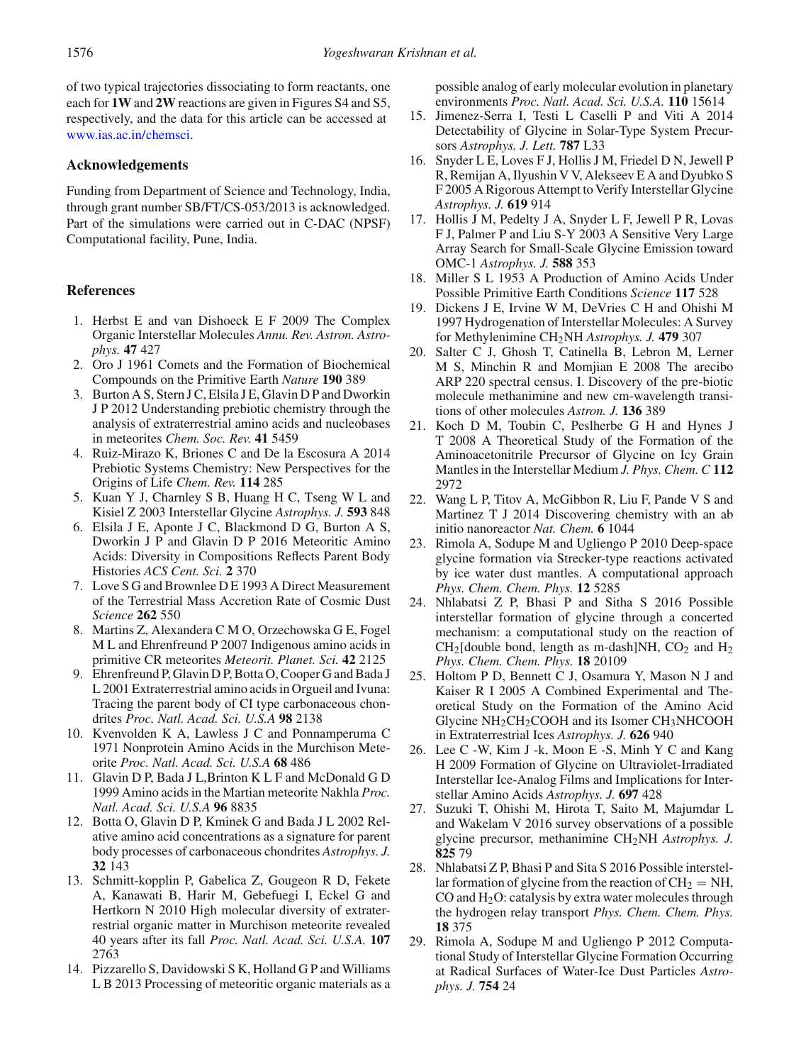of two typical trajectories dissociating to form reactants, one each for **1W** and **2W** reactions are given in Figures S4 and S5, respectively, and the data for this article can be accessed at www.ias.ac.in/chemsci.

## Acknowledgements

Funding from Department of Science and Technology, India, through grant number SB/FT/CS-053/2013 is acknowledged. Part of the simulations were carried out in C-DAC (NPSF) Computational facility, Pune, India.

## References

1. Herbst E and van Dishoeck E F 2009 The Complex Organic Interstellar Molecules *Annu. Rev. Astron. Astrophys.* **47** 427
2. Oro J 1961 Comets and the Formation of Biochemical Compounds on the Primitive Earth *Nature* **190** 389
3. Burton A S, Stern J C, Elsila J E, Glavin D P and Dworkin J P 2012 Understanding prebiotic chemistry through the analysis of extraterrestrial amino acids and nucleobases in meteorites *Chem. Soc. Rev.* **41** 5459
4. Ruiz-Mirazo K, Briones C and De la Escosura A 2014 Prebiotic Systems Chemistry: New Perspectives for the Origins of Life *Chem. Rev.* **114** 285
5. Kuan Y J, Charnley S B, Huang H C, Tseng W L and Kisiel Z 2003 Interstellar Glycine *Astrophys. J.* **593** 848
6. Elsila J E, Aponte J C, Blackmond D G, Burton A S, Dworkin J P and Glavin D P 2016 Meteoritic Amino Acids: Diversity in Compositions Reflects Parent Body Histories *ACS Cent. Sci.* **2** 370
7. Love S G and Brownlee D E 1993 A Direct Measurement of the Terrestrial Mass Accretion Rate of Cosmic Dust *Science* **262** 550
8. Martins Z, Alexandera C M O, Orzechowska G E, Fogel M L and Ehrenfreund P 2007 Indigenous amino acids in primitive CR meteorites *Meteorit. Planet. Sci.* **42** 2125
9. Ehrenfreund P, Glavin D P, Botta O, Cooper G and Bada J L 2001 Extraterrestrial amino acids in Orgueil and Ivuna: Tracing the parent body of CI type carbonaceous chondrites *Proc. Natl. Acad. Sci. U.S.A* **98** 2138
10. Kvenvolden K A, Lawless J C and Ponnamperuma C 1971 Nonprotein Amino Acids in the Murchison Meteorite *Proc. Natl. Acad. Sci. U.S.A* **68** 486
11. Glavin D P, Bada J L,Brinton K L F and McDonald G D 1999 Amino acids in the Martian meteorite Nakhla *Proc. Natl. Acad. Sci. U.S.A* **96** 8835
12. Botta O, Glavin D P, Kminek G and Bada J L 2002 Relative amino acid concentrations as a signature for parent body processes of carbonaceous chondrites *Astrophys. J.* **32** 143
13. Schmitt-kopplin P, Gabelica Z, Gougeon R D, Fekete A, Kanawati B, Harir M, Gebefuegi I, Eckel G and Hertkorn N 2010 High molecular diversity of extraterrestrial organic matter in Murchison meteorite revealed 40 years after its fall *Proc. Natl. Acad. Sci. U.S.A.* **107** 2763
14. Pizzarello S, Davidowski S K, Holland G P and Williams L B 2013 Processing of meteoritic organic materials as a possible analog of early molecular evolution in planetary environments *Proc. Natl. Acad. Sci. U.S.A.* **110** 15614
15. Jimenez-Serra I, Testi L Caselli P and Viti A 2014 Detectability of Glycine in Solar-Type System Precursors *Astrophys. J. Lett.* **787** L33
16. Snyder L E, Loves F J, Hollis J M, Friedel D N, Jewell P R, Remijan A, Ilyushin V V, Alekseev E A and Dyubko S F 2005 A Rigorous Attempt to Verify Interstellar Glycine *Astrophys. J.* **619** 914
17. Hollis J M, Pedelty J A, Snyder L F, Jewell P R, Lovas F J, Palmer P and Liu S-Y 2003 A Sensitive Very Large Array Search for Small-Scale Glycine Emission toward OMC-1 *Astrophys. J.* **588** 353
18. Miller S L 1953 A Production of Amino Acids Under Possible Primitive Earth Conditions *Science* **117** 528
19. Dickens J E, Irvine W M, DeVries C H and Ohishi M 1997 Hydrogenation of Interstellar Molecules: A Survey for Methylenimine $CH_2NH$ *Astrophys. J.* **479** 307
20. Salter C J, Ghosh T, Catinella B, Lebron M, Lerner M S, Minchin R and Momjian E 2008 The arecibo ARP 220 spectral census. I. Discovery of the pre-biotic molecule methanimine and new cm-wavelength transitions of other molecules *Astron. J.* **136** 389
21. Koch D M, Toubin C, Peslherbe G H and Hynes J T 2008 A Theoretical Study of the Formation of the Aminoacetonitrile Precursor of Glycine on Icy Grain Mantles in the Interstellar Medium *J. Phys. Chem. C* **112** 2972
22. Wang L P, Titov A, McGibbon R, Liu F, Pande V S and Martinez T J 2014 Discovering chemistry with an ab initio nanoreactor *Nat. Chem.* **6** 1044
23. Rimola A, Sodupe M and Ugliengo P 2010 Deep-space glycine formation via Strecker-type reactions activated by ice water dust mantles. A computational approach *Phys. Chem. Chem. Phys.* **12** 5285
24. Nhlabatsi Z P, Bhasi P and Sitha S 2016 Possible interstellar formation of glycine through a concerted mechanism: a computational study on the reaction of $CH_2$[double bond, length as m-dash]NH, $CO_2$ and $H_2$ *Phys. Chem. Chem. Phys.* **18** 20109
25. Holtom P D, Bennett C J, Osamura Y, Mason N J and Kaiser R I 2005 A Combined Experimental and Theoretical Study on the Formation of the Amino Acid Glycine $NH_2CH_2COOH$ and its Isomer $CH_3NHCOOH$ in Extraterrestrial Ices *Astrophys. J.* **626** 940
26. Lee C -W, Kim J -k, Moon E -S, Minh Y C and Kang H 2009 Formation of Glycine on Ultraviolet-Irradiated Interstellar Ice-Analog Films and Implications for Interstellar Amino Acids *Astrophys. J.* **697** 428
27. Suzuki T, Ohishi M, Hirota T, Saito M, Majumdar L and Wakelam V 2016 survey observations of a possible glycine precursor, methanimine $CH_2NH$ *Astrophys. J.* **825** 79
28. Nhlabatsi Z P, Bhasi P and Sita S 2016 Possible interstellar formation of glycine from the reaction of $CH_2 = NH$, CO and $H_2O$: catalysis by extra water molecules through the hydrogen relay transport *Phys. Chem. Chem. Phys.* **18** 375
29. Rimola A, Sodupe M and Ugliengo P 2012 Computational Study of Interstellar Glycine Formation Occurring at Radical Surfaces of Water-Ice Dust Particles *Astrophys. J.* **754** 24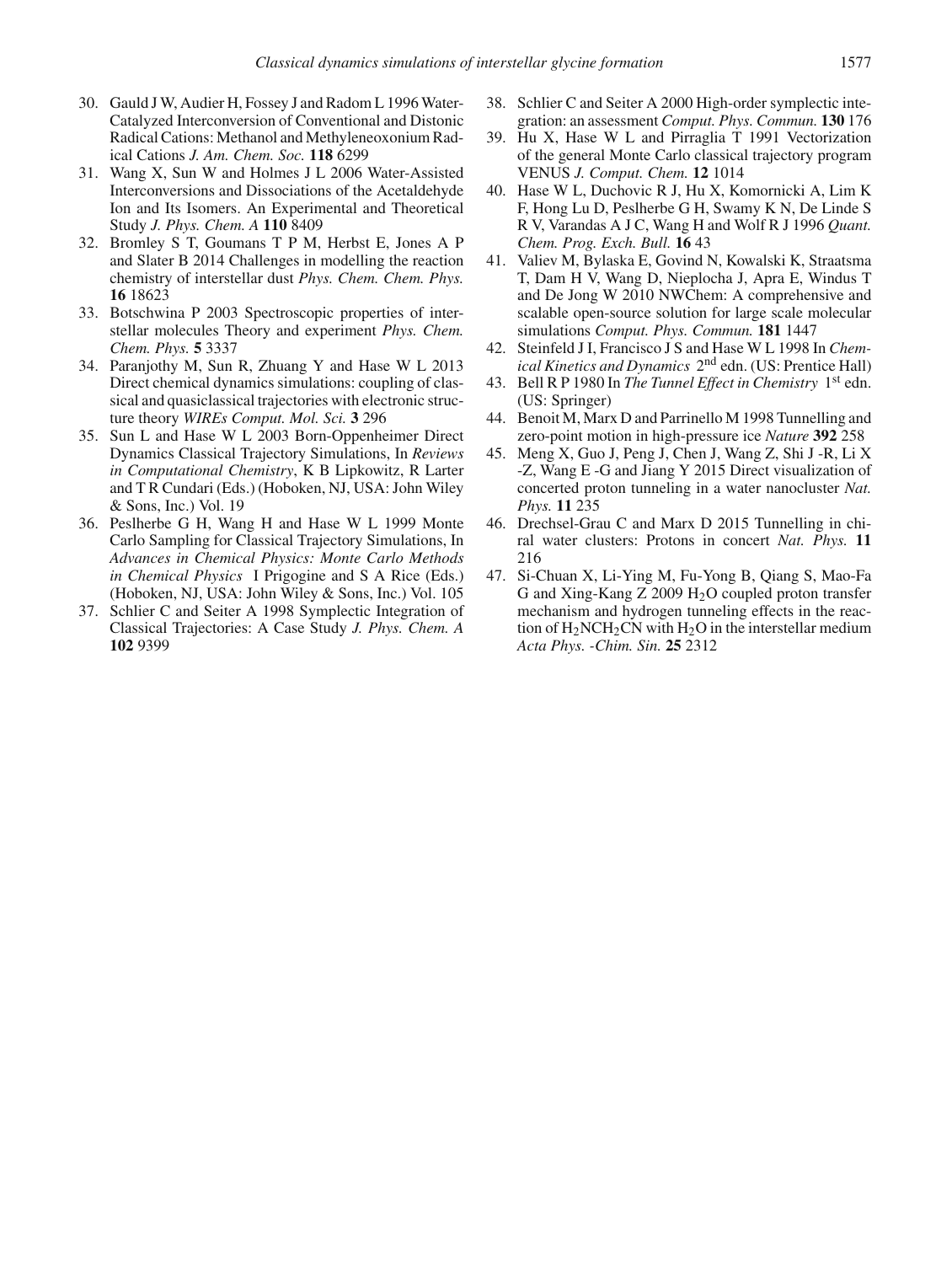30. Gauld J W, Audier H, Fossey J and Radom L 1996 Water-Catalyzed Interconversion of Conventional and Distonic Radical Cations: Methanol and Methyleneoxonium Radical Cations *J. Am. Chem. Soc.* **118** 6299
31. Wang X, Sun W and Holmes J L 2006 Water-Assisted Interconversions and Dissociations of the Acetaldehyde Ion and Its Isomers. An Experimental and Theoretical Study *J. Phys. Chem. A* **110** 8409
32. Bromley S T, Goumans T P M, Herbst E, Jones A P and Slater B 2014 Challenges in modelling the reaction chemistry of interstellar dust *Phys. Chem. Chem. Phys.* **16** 18623
33. Botschwina P 2003 Spectroscopic properties of interstellar molecules Theory and experiment *Phys. Chem. Chem. Phys.* **5** 3337
34. Paranjothy M, Sun R, Zhuang Y and Hase W L 2013 Direct chemical dynamics simulations: coupling of classical and quasiclassical trajectories with electronic structure theory *WIREs Comput. Mol. Sci.* **3** 296
35. Sun L and Hase W L 2003 Born-Oppenheimer Direct Dynamics Classical Trajectory Simulations, In *Reviews in Computational Chemistry*, K B Lipkowitz, R Larter and T R Cundari (Eds.) (Hoboken, NJ, USA: John Wiley & Sons, Inc.) Vol. 19
36. Peslherbe G H, Wang H and Hase W L 1999 Monte Carlo Sampling for Classical Trajectory Simulations, In *Advances in Chemical Physics: Monte Carlo Methods in Chemical Physics* I Prigogine and S A Rice (Eds.) (Hoboken, NJ, USA: John Wiley & Sons, Inc.) Vol. 105
37. Schlier C and Seiter A 1998 Symplectic Integration of Classical Trajectories: A Case Study *J. Phys. Chem. A* **102** 9399
38. Schlier C and Seiter A 2000 High-order symplectic integration: an assessment *Comput. Phys. Commun.* **130** 176
39. Hu X, Hase W L and Pirraglia T 1991 Vectorization of the general Monte Carlo classical trajectory program VENUS *J. Comput. Chem.* **12** 1014
40. Hase W L, Duchovic R J, Hu X, Komornicki A, Lim K F, Hong Lu D, Peslherbe G H, Swamy K N, De Linde S R V, Varandas A J C, Wang H and Wolf R J 1996 *Quant. Chem. Prog. Exch. Bull.* **16** 43
41. Valiev M, Bylaska E, Govind N, Kowalski K, Straatsma T, Dam H V, Wang D, Nieplocha J, Apra E, Windus T and De Jong W 2010 NWChem: A comprehensive and scalable open-source solution for large scale molecular simulations *Comput. Phys. Commun.* **181** 1447
42. Steinfeld J I, Francisco J S and Hase W L 1998 In *Chemical Kinetics and Dynamics* 2nd edn. (US: Prentice Hall)
43. Bell R P 1980 In *The Tunnel Effect in Chemistry* 1st edn. (US: Springer)
44. Benoit M, Marx D and Parrinello M 1998 Tunnelling and zero-point motion in high-pressure ice *Nature* **392** 258
45. Meng X, Guo J, Peng J, Chen J, Wang Z, Shi J -R, Li X -Z, Wang E -G and Jiang Y 2015 Direct visualization of concerted proton tunneling in a water nanocluster *Nat. Phys.* **11** 235
46. Drechsel-Grau C and Marx D 2015 Tunnelling in chiral water clusters: Protons in concert *Nat. Phys.* **11** 216
47. Si-Chuan X, Li-Ying M, Fu-Yong B, Qiang S, Mao-Fa G and Xing-Kang Z 2009 $H_2O$ coupled proton transfer mechanism and hydrogen tunneling effects in the reaction of $H_2NCH_2CN$ with $H_2O$ in the interstellar medium *Acta Phys. -Chim. Sin.* **25** 2312